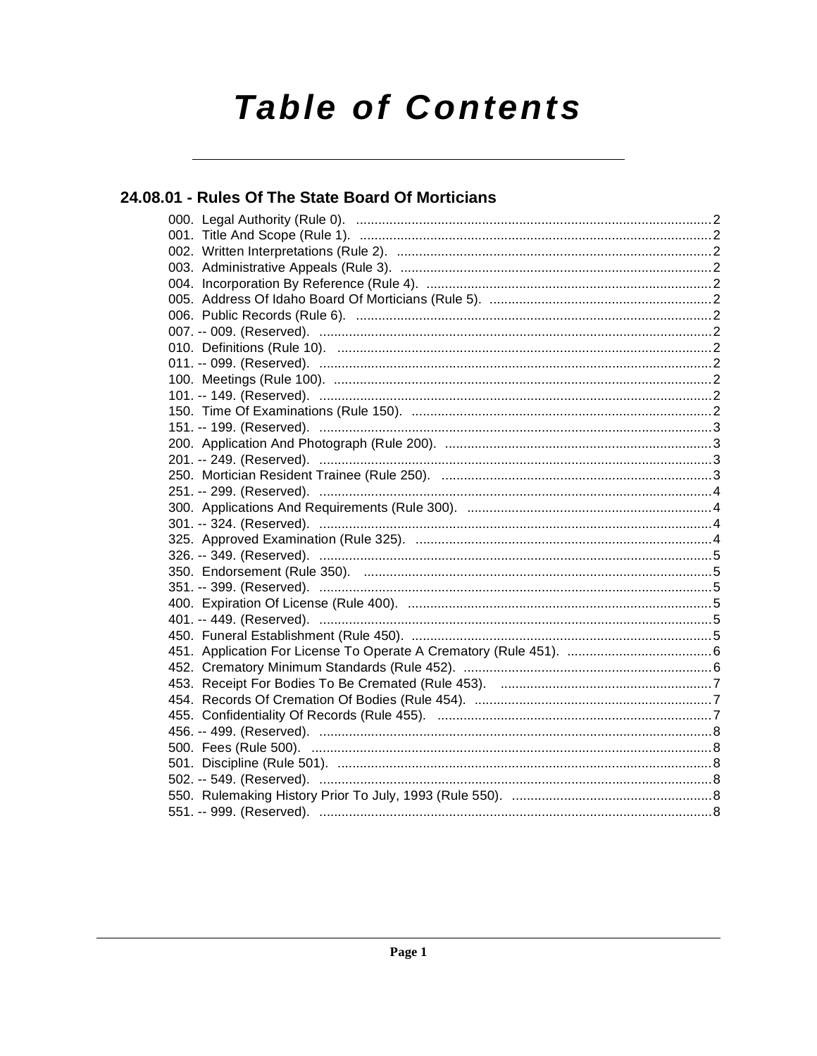# Table of Contents

## 24.08.01 - Rules Of The State Board Of Morticians

000. Legal Authority (Rule 0). ....... 2
001. Title And Scope (Rule 1). ....... 2
002. Written Interpretations (Rule 2). ....... 2
003. Administrative Appeals (Rule 3). ....... 2
004. Incorporation By Reference (Rule 4). ....... 2
005. Address Of Idaho Board Of Morticians (Rule 5). ....... 2
006. Public Records (Rule 6). ....... 2
007. -- 009. (Reserved). ....... 2
010. Definitions (Rule 10). ....... 2
011. -- 099. (Reserved). ....... 2
100. Meetings (Rule 100). ....... 2
101. -- 149. (Reserved). ....... 2
150. Time Of Examinations (Rule 150). ....... 2
151. -- 199. (Reserved). ....... 3
200. Application And Photograph (Rule 200). ....... 3
201. -- 249. (Reserved). ....... 3
250. Mortician Resident Trainee (Rule 250). ....... 3
251. -- 299. (Reserved). ....... 4
300. Applications And Requirements (Rule 300). ....... 4
301. -- 324. (Reserved). ....... 4
325. Approved Examination (Rule 325). ....... 4
326. -- 349. (Reserved). ....... 5
350. Endorsement (Rule 350). ....... 5
351. -- 399. (Reserved). ....... 5
400. Expiration Of License (Rule 400). ....... 5
401. -- 449. (Reserved). ....... 5
450. Funeral Establishment (Rule 450). ....... 5
451. Application For License To Operate A Crematory (Rule 451). ....... 6
452. Crematory Minimum Standards (Rule 452). ....... 6
453. Receipt For Bodies To Be Cremated (Rule 453). ....... 7
454. Records Of Cremation Of Bodies (Rule 454). ....... 7
455. Confidentiality Of Records (Rule 455). ....... 7
456. -- 499. (Reserved). ....... 8
500. Fees (Rule 500). ....... 8
501. Discipline (Rule 501). ....... 8
502. -- 549. (Reserved). ....... 8
550. Rulemaking History Prior To July, 1993 (Rule 550). ....... 8
551. -- 999. (Reserved). ....... 8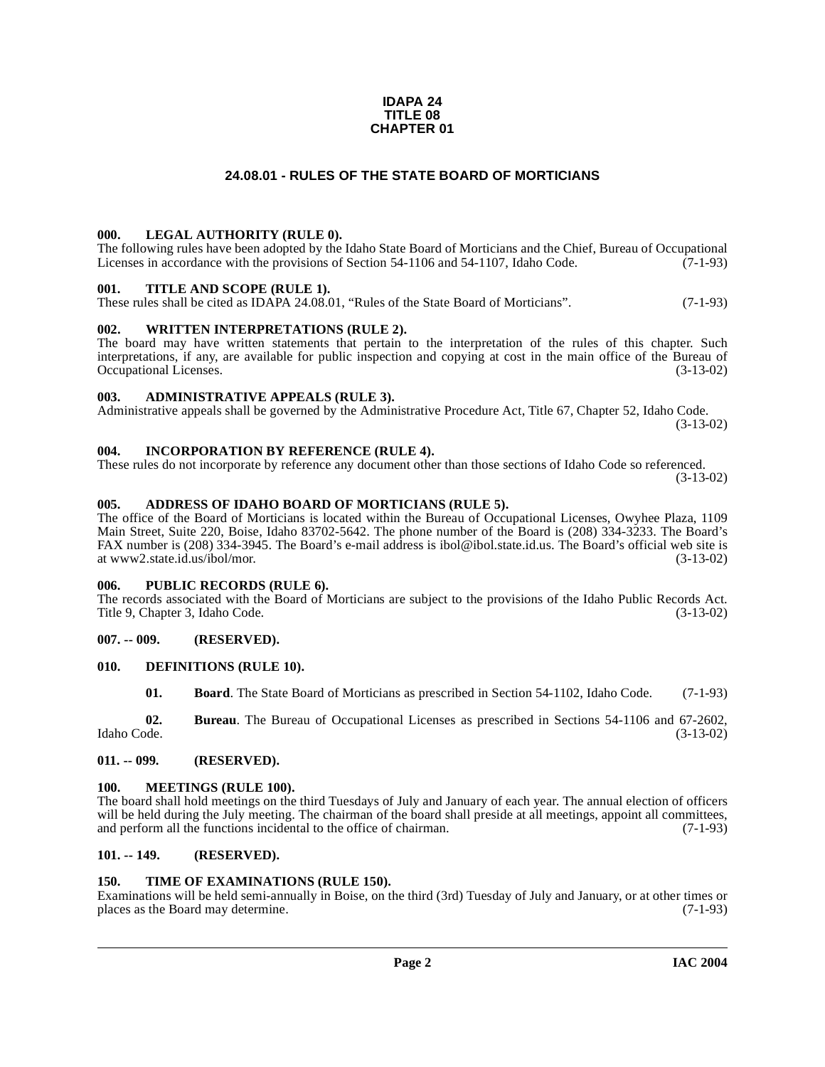**IDAPA 24**
**TITLE 08**
**CHAPTER 01**

# 24.08.01 - RULES OF THE STATE BOARD OF MORTICIANS

### 000. LEGAL AUTHORITY (RULE 0).

The following rules have been adopted by the Idaho State Board of Morticians and the Chief, Bureau of Occupational Licenses in accordance with the provisions of Section 54-1106 and 54-1107, Idaho Code. (7-1-93)

### 001. TITLE AND SCOPE (RULE 1).

These rules shall be cited as IDAPA 24.08.01, "Rules of the State Board of Morticians". (7-1-93)

### 002. WRITTEN INTERPRETATIONS (RULE 2).

The board may have written statements that pertain to the interpretation of the rules of this chapter. Such interpretations, if any, are available for public inspection and copying at cost in the main office of the Bureau of Occupational Licenses. (3-13-02)

### 003. ADMINISTRATIVE APPEALS (RULE 3).

Administrative appeals shall be governed by the Administrative Procedure Act, Title 67, Chapter 52, Idaho Code. (3-13-02)

### 004. INCORPORATION BY REFERENCE (RULE 4).

These rules do not incorporate by reference any document other than those sections of Idaho Code so referenced. (3-13-02)

### 005. ADDRESS OF IDAHO BOARD OF MORTICIANS (RULE 5).

The office of the Board of Morticians is located within the Bureau of Occupational Licenses, Owyhee Plaza, 1109 Main Street, Suite 220, Boise, Idaho 83702-5642. The phone number of the Board is (208) 334-3233. The Board's FAX number is (208) 334-3945. The Board's e-mail address is ibol@ibol.state.id.us. The Board's official web site is at www2.state.id.us/ibol/mor. (3-13-02)

### 006. PUBLIC RECORDS (RULE 6).

The records associated with the Board of Morticians are subject to the provisions of the Idaho Public Records Act. Title 9, Chapter 3, Idaho Code. (3-13-02)

### 007. -- 009. (RESERVED).

### 010. DEFINITIONS (RULE 10).

**01. Board**. The State Board of Morticians as prescribed in Section 54-1102, Idaho Code. (7-1-93)

**02. Bureau**. The Bureau of Occupational Licenses as prescribed in Sections 54-1106 and 67-2602, Idaho Code. (3-13-02)

### 011. -- 099. (RESERVED).

### 100. MEETINGS (RULE 100).

The board shall hold meetings on the third Tuesdays of July and January of each year. The annual election of officers will be held during the July meeting. The chairman of the board shall preside at all meetings, appoint all committees, and perform all the functions incidental to the office of chairman. (7-1-93)

### 101. -- 149. (RESERVED).

### 150. TIME OF EXAMINATIONS (RULE 150).

Examinations will be held semi-annually in Boise, on the third (3rd) Tuesday of July and January, or at other times or places as the Board may determine. (7-1-93)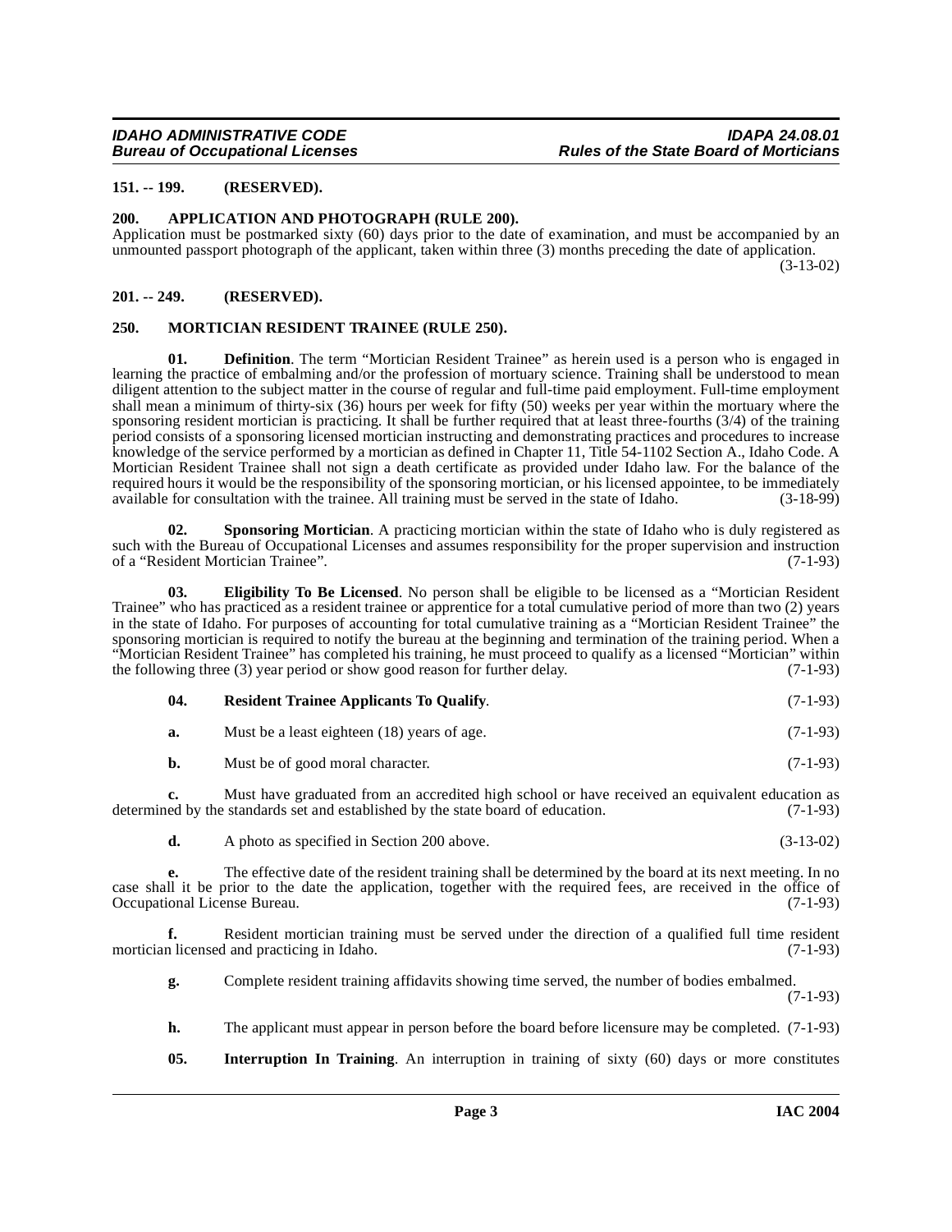**151. -- 199. (RESERVED).**

**200. APPLICATION AND PHOTOGRAPH (RULE 200).**

Application must be postmarked sixty (60) days prior to the date of examination, and must be accompanied by an unmounted passport photograph of the applicant, taken within three (3) months preceding the date of application. (3-13-02)

**201. -- 249. (RESERVED).**

**250. MORTICIAN RESIDENT TRAINEE (RULE 250).**

**01. Definition**. The term "Mortician Resident Trainee" as herein used is a person who is engaged in learning the practice of embalming and/or the profession of mortuary science. Training shall be understood to mean diligent attention to the subject matter in the course of regular and full-time paid employment. Full-time employment shall mean a minimum of thirty-six (36) hours per week for fifty (50) weeks per year within the mortuary where the sponsoring resident mortician is practicing. It shall be further required that at least three-fourths (3/4) of the training period consists of a sponsoring licensed mortician instructing and demonstrating practices and procedures to increase knowledge of the service performed by a mortician as defined in Chapter 11, Title 54-1102 Section A., Idaho Code. A Mortician Resident Trainee shall not sign a death certificate as provided under Idaho law. For the balance of the required hours it would be the responsibility of the sponsoring mortician, or his licensed appointee, to be immediately available for consultation with the trainee. All training must be served in the state of Idaho. (3-18-99)

**02. Sponsoring Mortician**. A practicing mortician within the state of Idaho who is duly registered as such with the Bureau of Occupational Licenses and assumes responsibility for the proper supervision and instruction of a "Resident Mortician Trainee". (7-1-93)

**03. Eligibility To Be Licensed**. No person shall be eligible to be licensed as a "Mortician Resident Trainee" who has practiced as a resident trainee or apprentice for a total cumulative period of more than two (2) years in the state of Idaho. For purposes of accounting for total cumulative training as a "Mortician Resident Trainee" the sponsoring mortician is required to notify the bureau at the beginning and termination of the training period. When a "Mortician Resident Trainee" has completed his training, he must proceed to qualify as a licensed "Mortician" within the following three (3) year period or show good reason for further delay. (7-1-93)

**04. Resident Trainee Applicants To Qualify**. (7-1-93)

**a.** Must be a least eighteen (18) years of age. (7-1-93)

**b.** Must be of good moral character. (7-1-93)

**c.** Must have graduated from an accredited high school or have received an equivalent education as determined by the standards set and established by the state board of education. (7-1-93)

**d.** A photo as specified in Section 200 above. (3-13-02)

**e.** The effective date of the resident training shall be determined by the board at its next meeting. In no case shall it be prior to the date the application, together with the required fees, are received in the office of Occupational License Bureau. (7-1-93)

**f.** Resident mortician training must be served under the direction of a qualified full time resident mortician licensed and practicing in Idaho. (7-1-93)

**g.** Complete resident training affidavits showing time served, the number of bodies embalmed. (7-1-93)

**h.** The applicant must appear in person before the board before licensure may be completed. (7-1-93)

**05. Interruption In Training**. An interruption in training of sixty (60) days or more constitutes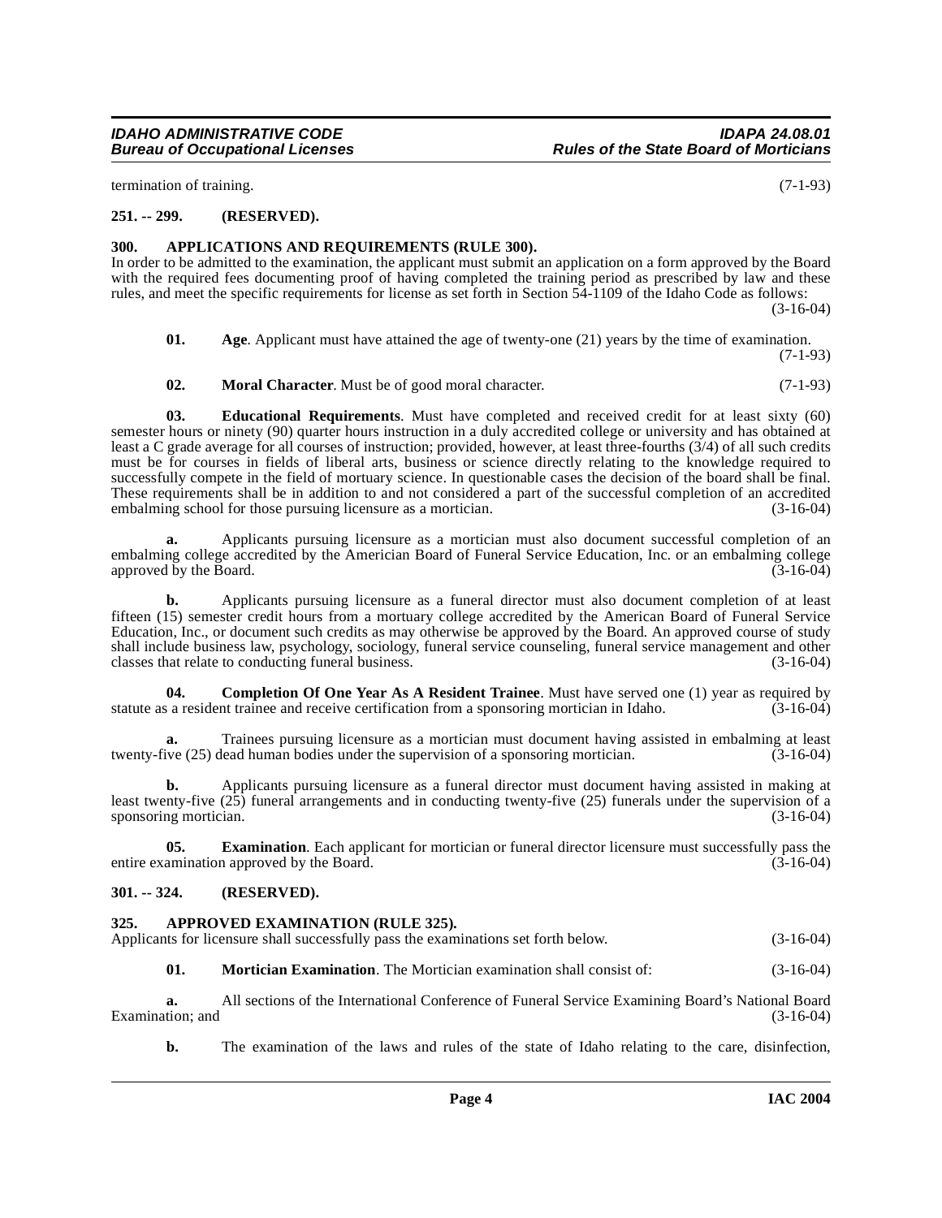termination of training. (7-1-93)

### 251. -- 299. (RESERVED).

### 300. APPLICATIONS AND REQUIREMENTS (RULE 300).

In order to be admitted to the examination, the applicant must submit an application on a form approved by the Board with the required fees documenting proof of having completed the training period as prescribed by law and these rules, and meet the specific requirements for license as set forth in Section 54-1109 of the Idaho Code as follows: (3-16-04)

**01. Age**. Applicant must have attained the age of twenty-one (21) years by the time of examination. (7-1-93)

**02. Moral Character**. Must be of good moral character. (7-1-93)

**03. Educational Requirements**. Must have completed and received credit for at least sixty (60) semester hours or ninety (90) quarter hours instruction in a duly accredited college or university and has obtained at least a C grade average for all courses of instruction; provided, however, at least three-fourths (3/4) of all such credits must be for courses in fields of liberal arts, business or science directly relating to the knowledge required to successfully compete in the field of mortuary science. In questionable cases the decision of the board shall be final. These requirements shall be in addition to and not considered a part of the successful completion of an accredited embalming school for those pursuing licensure as a mortician. (3-16-04)

**a.** Applicants pursuing licensure as a mortician must also document successful completion of an embalming college accredited by the Americian Board of Funeral Service Education, Inc. or an embalming college approved by the Board. (3-16-04)

**b.** Applicants pursuing licensure as a funeral director must also document completion of at least fifteen (15) semester credit hours from a mortuary college accredited by the American Board of Funeral Service Education, Inc., or document such credits as may otherwise be approved by the Board. An approved course of study shall include business law, psychology, sociology, funeral service counseling, funeral service management and other classes that relate to conducting funeral business. (3-16-04)

**04. Completion Of One Year As A Resident Trainee**. Must have served one (1) year as required by statute as a resident trainee and receive certification from a sponsoring mortician in Idaho. (3-16-04)

**a.** Trainees pursuing licensure as a mortician must document having assisted in embalming at least twenty-five (25) dead human bodies under the supervision of a sponsoring mortician. (3-16-04)

**b.** Applicants pursuing licensure as a funeral director must document having assisted in making at least twenty-five (25) funeral arrangements and in conducting twenty-five (25) funerals under the supervision of a sponsoring mortician. (3-16-04)

**05. Examination**. Each applicant for mortician or funeral director licensure must successfully pass the entire examination approved by the Board. (3-16-04)

### 301. -- 324. (RESERVED).

### 325. APPROVED EXAMINATION (RULE 325).

Applicants for licensure shall successfully pass the examinations set forth below. (3-16-04)

**01. Mortician Examination**. The Mortician examination shall consist of: (3-16-04)

**a.** All sections of the International Conference of Funeral Service Examining Board's National Board Examination; and (3-16-04)

**b.** The examination of the laws and rules of the state of Idaho relating to the care, disinfection,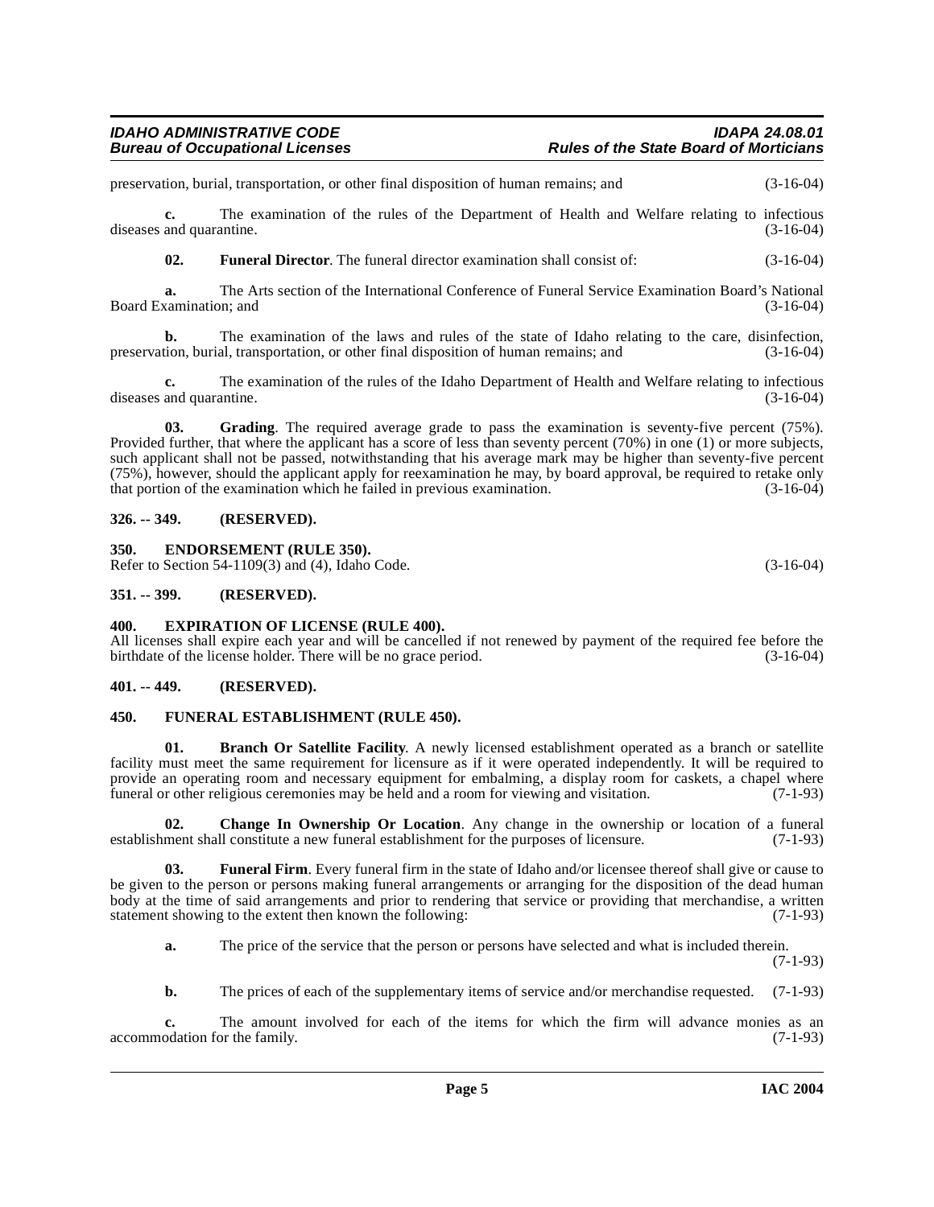preservation, burial, transportation, or other final disposition of human remains; and (3-16-04)

**c.** The examination of the rules of the Department of Health and Welfare relating to infectious diseases and quarantine. (3-16-04)

**02. Funeral Director**. The funeral director examination shall consist of: (3-16-04)

**a.** The Arts section of the International Conference of Funeral Service Examination Board's National Board Examination; and (3-16-04)

**b.** The examination of the laws and rules of the state of Idaho relating to the care, disinfection, preservation, burial, transportation, or other final disposition of human remains; and (3-16-04)

**c.** The examination of the rules of the Idaho Department of Health and Welfare relating to infectious diseases and quarantine. (3-16-04)

**03. Grading**. The required average grade to pass the examination is seventy-five percent (75%). Provided further, that where the applicant has a score of less than seventy percent (70%) in one (1) or more subjects, such applicant shall not be passed, notwithstanding that his average mark may be higher than seventy-five percent (75%), however, should the applicant apply for reexamination he may, by board approval, be required to retake only that portion of the examination which he failed in previous examination. (3-16-04)

## 326. -- 349. (RESERVED).

## 350. ENDORSEMENT (RULE 350).

Refer to Section 54-1109(3) and (4), Idaho Code. (3-16-04)

## 351. -- 399. (RESERVED).

## 400. EXPIRATION OF LICENSE (RULE 400).

All licenses shall expire each year and will be cancelled if not renewed by payment of the required fee before the birthdate of the license holder. There will be no grace period. (3-16-04)

## 401. -- 449. (RESERVED).

## 450. FUNERAL ESTABLISHMENT (RULE 450).

**01. Branch Or Satellite Facility**. A newly licensed establishment operated as a branch or satellite facility must meet the same requirement for licensure as if it were operated independently. It will be required to provide an operating room and necessary equipment for embalming, a display room for caskets, a chapel where funeral or other religious ceremonies may be held and a room for viewing and visitation. (7-1-93)

**02. Change In Ownership Or Location**. Any change in the ownership or location of a funeral establishment shall constitute a new funeral establishment for the purposes of licensure. (7-1-93)

**03. Funeral Firm**. Every funeral firm in the state of Idaho and/or licensee thereof shall give or cause to be given to the person or persons making funeral arrangements or arranging for the disposition of the dead human body at the time of said arrangements and prior to rendering that service or providing that merchandise, a written statement showing to the extent then known the following: (7-1-93)

**a.** The price of the service that the person or persons have selected and what is included therein. (7-1-93)

**b.** The prices of each of the supplementary items of service and/or merchandise requested. (7-1-93)

**c.** The amount involved for each of the items for which the firm will advance monies as an accommodation for the family. (7-1-93)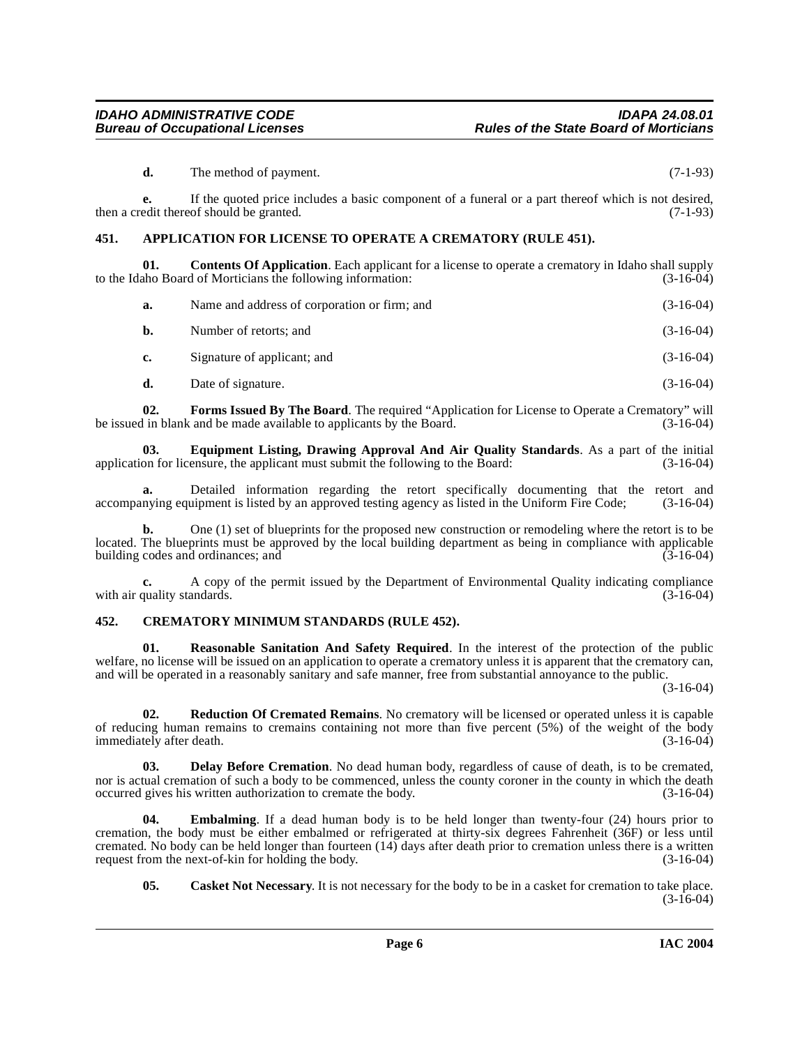**d.** The method of payment. (7-1-93)

**e.** If the quoted price includes a basic component of a funeral or a part thereof which is not desired, then a credit thereof should be granted. (7-1-93)

## 451. APPLICATION FOR LICENSE TO OPERATE A CREMATORY (RULE 451).

**01. Contents Of Application**. Each applicant for a license to operate a crematory in Idaho shall supply to the Idaho Board of Morticians the following information: (3-16-04)

**a.** Name and address of corporation or firm; and (3-16-04)

**b.** Number of retorts; and (3-16-04)

**c.** Signature of applicant; and (3-16-04)

**d.** Date of signature. (3-16-04)

**02. Forms Issued By The Board**. The required "Application for License to Operate a Crematory" will be issued in blank and be made available to applicants by the Board. (3-16-04)

**03. Equipment Listing, Drawing Approval And Air Quality Standards**. As a part of the initial application for licensure, the applicant must submit the following to the Board: (3-16-04)

**a.** Detailed information regarding the retort specifically documenting that the retort and accompanying equipment is listed by an approved testing agency as listed in the Uniform Fire Code; (3-16-04)

**b.** One (1) set of blueprints for the proposed new construction or remodeling where the retort is to be located. The blueprints must be approved by the local building department as being in compliance with applicable building codes and ordinances; and (3-16-04)

**c.** A copy of the permit issued by the Department of Environmental Quality indicating compliance with air quality standards. (3-16-04)

## 452. CREMATORY MINIMUM STANDARDS (RULE 452).

**01. Reasonable Sanitation And Safety Required**. In the interest of the protection of the public welfare, no license will be issued on an application to operate a crematory unless it is apparent that the crematory can, and will be operated in a reasonably sanitary and safe manner, free from substantial annoyance to the public. (3-16-04)

**02. Reduction Of Cremated Remains**. No crematory will be licensed or operated unless it is capable of reducing human remains to cremains containing not more than five percent (5%) of the weight of the body immediately after death. (3-16-04)

**03. Delay Before Cremation**. No dead human body, regardless of cause of death, is to be cremated, nor is actual cremation of such a body to be commenced, unless the county coroner in the county in which the death occurred gives his written authorization to cremate the body. (3-16-04)

**04. Embalming**. If a dead human body is to be held longer than twenty-four (24) hours prior to cremation, the body must be either embalmed or refrigerated at thirty-six degrees Fahrenheit (36F) or less until cremated. No body can be held longer than fourteen (14) days after death prior to cremation unless there is a written request from the next-of-kin for holding the body. (3-16-04)

**05. Casket Not Necessary**. It is not necessary for the body to be in a casket for cremation to take place. (3-16-04)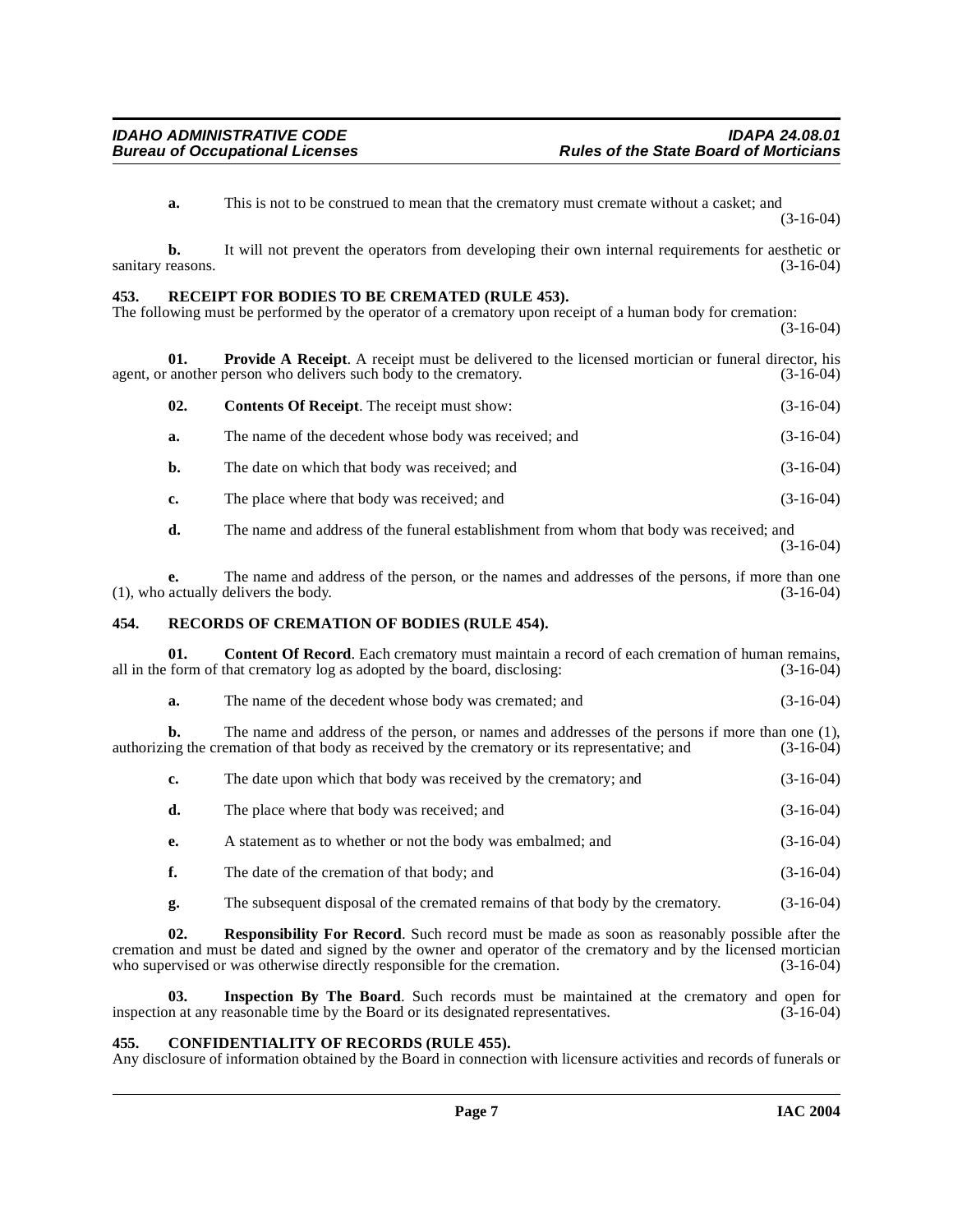**a.** This is not to be construed to mean that the crematory must cremate without a casket; and (3-16-04)

**b.** It will not prevent the operators from developing their own internal requirements for aesthetic or sanitary reasons. (3-16-04)

### 453. RECEIPT FOR BODIES TO BE CREMATED (RULE 453).

The following must be performed by the operator of a crematory upon receipt of a human body for cremation: (3-16-04)

**01. Provide A Receipt**. A receipt must be delivered to the licensed mortician or funeral director, his agent, or another person who delivers such body to the crematory. (3-16-04)

**02. Contents Of Receipt**. The receipt must show: (3-16-04)

**a.** The name of the decedent whose body was received; and (3-16-04)

**b.** The date on which that body was received; and (3-16-04)

**c.** The place where that body was received; and (3-16-04)

**d.** The name and address of the funeral establishment from whom that body was received; and (3-16-04)

**e.** The name and address of the person, or the names and addresses of the persons, if more than one (1), who actually delivers the body. (3-16-04)

### 454. RECORDS OF CREMATION OF BODIES (RULE 454).

**01. Content Of Record**. Each crematory must maintain a record of each cremation of human remains, all in the form of that crematory log as adopted by the board, disclosing: (3-16-04)

**a.** The name of the decedent whose body was cremated; and (3-16-04)

**b.** The name and address of the person, or names and addresses of the persons if more than one (1), authorizing the cremation of that body as received by the crematory or its representative; and (3-16-04)

**c.** The date upon which that body was received by the crematory; and (3-16-04)

**d.** The place where that body was received; and (3-16-04)

**e.** A statement as to whether or not the body was embalmed; and (3-16-04)

**f.** The date of the cremation of that body; and (3-16-04)

**g.** The subsequent disposal of the cremated remains of that body by the crematory. (3-16-04)

**02. Responsibility For Record**. Such record must be made as soon as reasonably possible after the cremation and must be dated and signed by the owner and operator of the crematory and by the licensed mortician who supervised or was otherwise directly responsible for the cremation. (3-16-04)

**03. Inspection By The Board**. Such records must be maintained at the crematory and open for inspection at any reasonable time by the Board or its designated representatives. (3-16-04)

### 455. CONFIDENTIALITY OF RECORDS (RULE 455).

Any disclosure of information obtained by the Board in connection with licensure activities and records of funerals or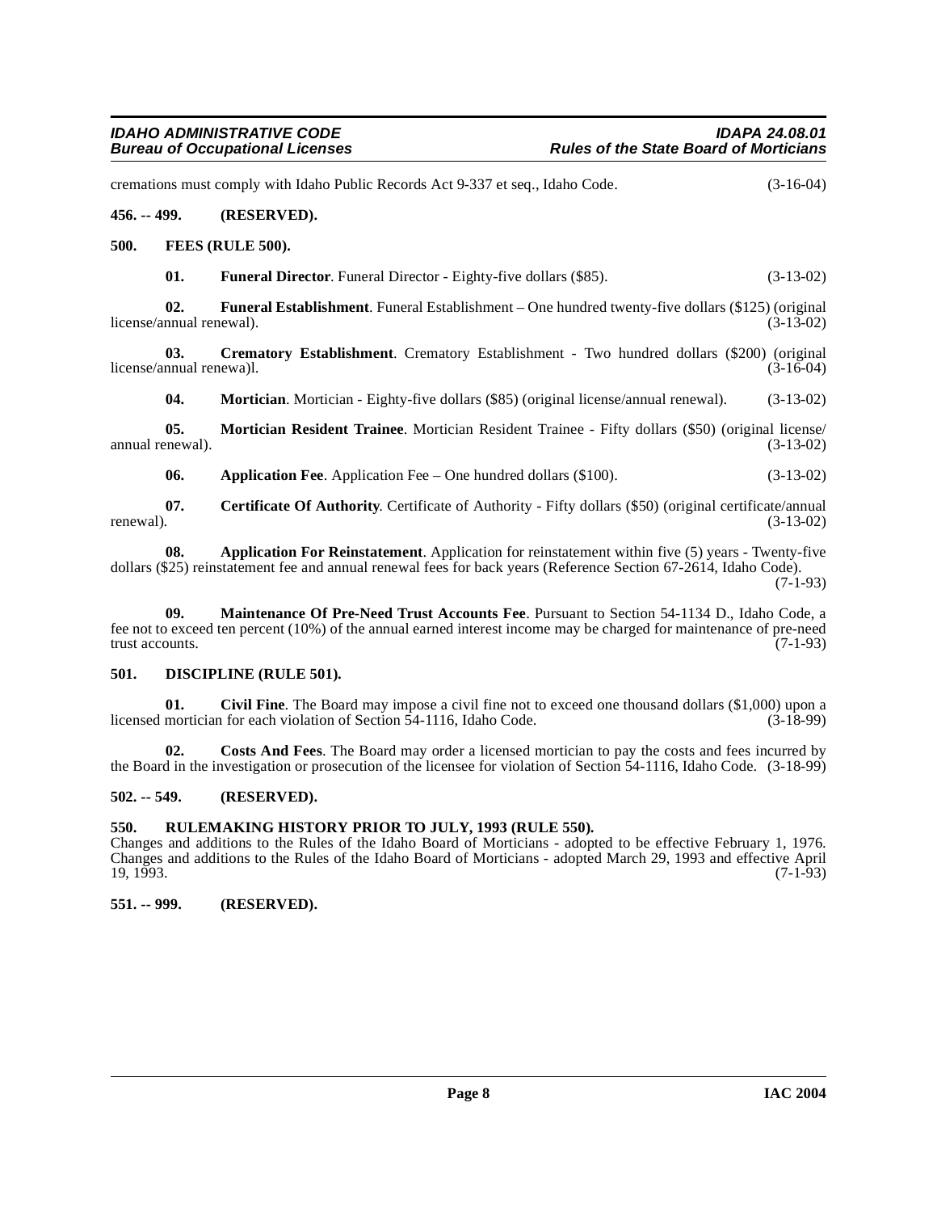cremations must comply with Idaho Public Records Act 9-337 et seq., Idaho Code. (3-16-04)

**456. -- 499. (RESERVED).**

**500. FEES (RULE 500).**

**01. Funeral Director**. Funeral Director - Eighty-five dollars ($85). (3-13-02)

**02. Funeral Establishment**. Funeral Establishment – One hundred twenty-five dollars ($125) (original license/annual renewal). (3-13-02)

**03. Crematory Establishment**. Crematory Establishment - Two hundred dollars ($200) (original license/annual renewa)l. (3-16-04)

**04. Mortician**. Mortician - Eighty-five dollars ($85) (original license/annual renewal). (3-13-02)

**05. Mortician Resident Trainee**. Mortician Resident Trainee - Fifty dollars ($50) (original license/annual renewal). (3-13-02)

**06. Application Fee**. Application Fee – One hundred dollars ($100). (3-13-02)

**07. Certificate Of Authority**. Certificate of Authority - Fifty dollars ($50) (original certificate/annual renewal). (3-13-02)

**08. Application For Reinstatement**. Application for reinstatement within five (5) years - Twenty-five dollars ($25) reinstatement fee and annual renewal fees for back years (Reference Section 67-2614, Idaho Code). (7-1-93)

**09. Maintenance Of Pre-Need Trust Accounts Fee**. Pursuant to Section 54-1134 D., Idaho Code, a fee not to exceed ten percent (10%) of the annual earned interest income may be charged for maintenance of pre-need trust accounts. (7-1-93)

**501. DISCIPLINE (RULE 501).**

**01. Civil Fine**. The Board may impose a civil fine not to exceed one thousand dollars ($1,000) upon a licensed mortician for each violation of Section 54-1116, Idaho Code. (3-18-99)

**02. Costs And Fees**. The Board may order a licensed mortician to pay the costs and fees incurred by the Board in the investigation or prosecution of the licensee for violation of Section 54-1116, Idaho Code. (3-18-99)

**502. -- 549. (RESERVED).**

**550. RULEMAKING HISTORY PRIOR TO JULY, 1993 (RULE 550).**

Changes and additions to the Rules of the Idaho Board of Morticians - adopted to be effective February 1, 1976. Changes and additions to the Rules of the Idaho Board of Morticians - adopted March 29, 1993 and effective April 19, 1993. (7-1-93)

**551. -- 999. (RESERVED).**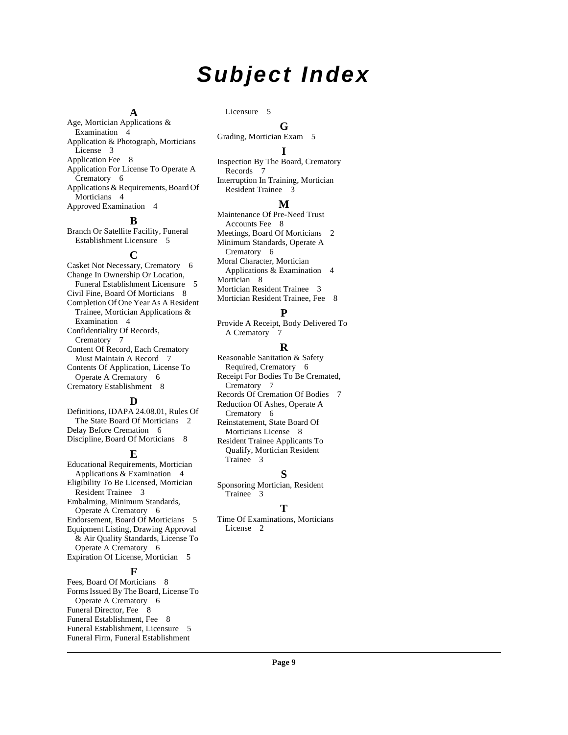# Subject Index

**A**

Age, Mortician Applications & Examination 4
Application & Photograph, Morticians License 3
Application Fee 8
Application For License To Operate A Crematory 6
Applications & Requirements, Board Of Morticians 4
Approved Examination 4

**B**

Branch Or Satellite Facility, Funeral Establishment Licensure 5

**C**

Casket Not Necessary, Crematory 6
Change In Ownership Or Location, Funeral Establishment Licensure 5
Civil Fine, Board Of Morticians 8
Completion Of One Year As A Resident Trainee, Mortician Applications & Examination 4
Confidentiality Of Records, Crematory 7
Content Of Record, Each Crematory Must Maintain A Record 7
Contents Of Application, License To Operate A Crematory 6
Crematory Establishment 8

**D**

Definitions, IDAPA 24.08.01, Rules Of The State Board Of Morticians 2
Delay Before Cremation 6
Discipline, Board Of Morticians 8

**E**

Educational Requirements, Mortician Applications & Examination 4
Eligibility To Be Licensed, Mortician Resident Trainee 3
Embalming, Minimum Standards, Operate A Crematory 6
Endorsement, Board Of Morticians 5
Equipment Listing, Drawing Approval & Air Quality Standards, License To Operate A Crematory 6
Expiration Of License, Mortician 5

**F**

Fees, Board Of Morticians 8
Forms Issued By The Board, License To Operate A Crematory 6
Funeral Director, Fee 8
Funeral Establishment, Fee 8
Funeral Establishment, Licensure 5
Funeral Firm, Funeral Establishment Licensure 5

**G**

Grading, Mortician Exam 5

**I**

Inspection By The Board, Crematory Records 7
Interruption In Training, Mortician Resident Trainee 3

**M**

Maintenance Of Pre-Need Trust Accounts Fee 8
Meetings, Board Of Morticians 2
Minimum Standards, Operate A Crematory 6
Moral Character, Mortician Applications & Examination 4
Mortician 8
Mortician Resident Trainee 3
Mortician Resident Trainee, Fee 8

**P**

Provide A Receipt, Body Delivered To A Crematory 7

**R**

Reasonable Sanitation & Safety Required, Crematory 6
Receipt For Bodies To Be Cremated, Crematory 7
Records Of Cremation Of Bodies 7
Reduction Of Ashes, Operate A Crematory 6
Reinstatement, State Board Of Morticians License 8
Resident Trainee Applicants To Qualify, Mortician Resident Trainee 3

**S**

Sponsoring Mortician, Resident Trainee 3

**T**

Time Of Examinations, Morticians License 2